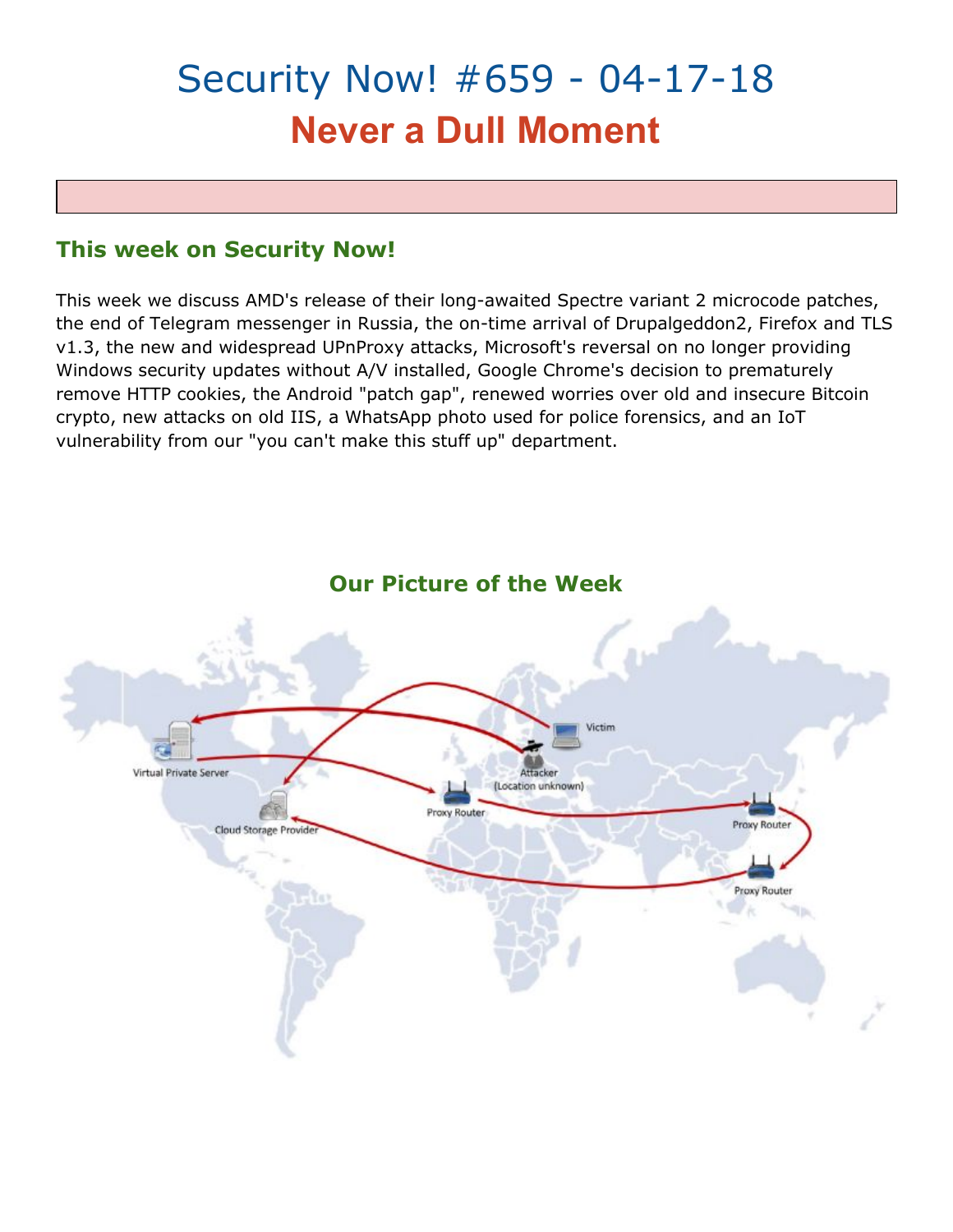# Security Now! #659 - 04-17-18

## Never a Dull Moment

### This week on Security Now!

This week we discuss AMD's release of their long-awaited Spectre variant 2 microcode patches, the end of Telegram messenger in Russia, the on-time arrival of Drupalgeddon2, Firefox and TLS v1.3, the new and widespread UPnProxy attacks, Microsoft's reversal on no longer providing Windows security updates without A/V installed, Google Chrome's decision to prematurely remove HTTP cookies, the Android "patch gap", renewed worries over old and insecure Bitcoin crypto, new attacks on old IIS, a WhatsApp photo used for police forensics, and an IoT vulnerability from our "you can't make this stuff up" department.

### Our Picture of the Week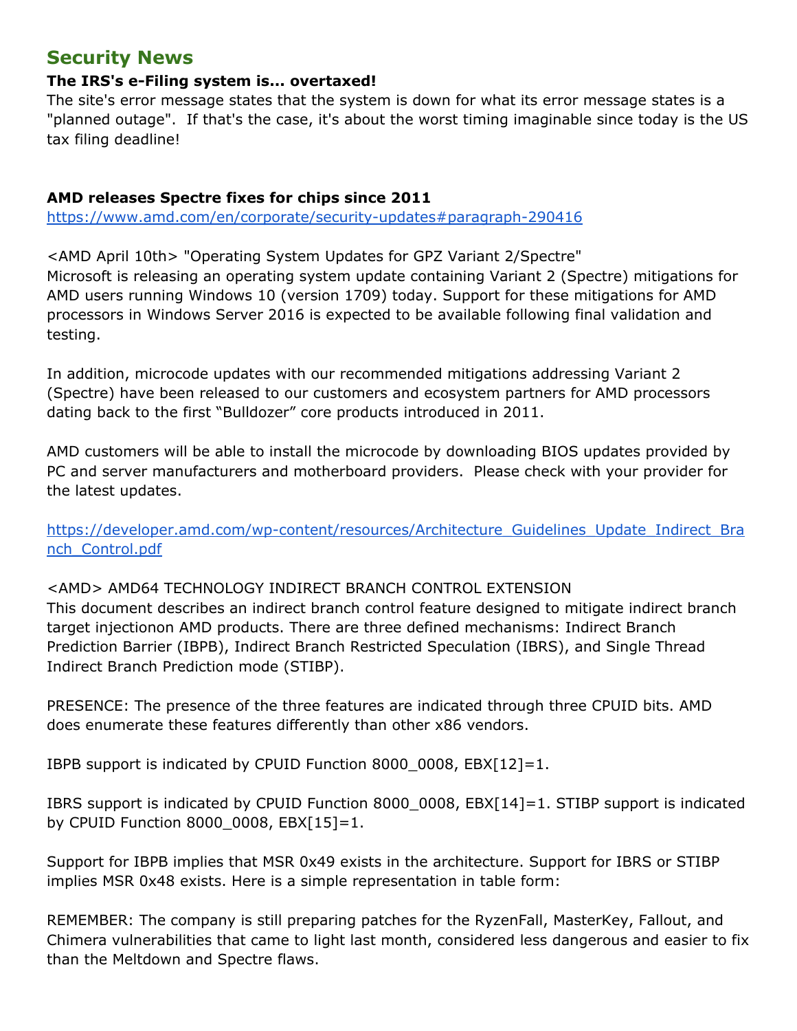## Security News

**The IRS's e-Filing system is... overtaxed!**

The site's error message states that the system is down for what its error message states is a "planned outage". If that's the case, it's about the worst timing imaginable since today is the US tax filing deadline!

**AMD releases Spectre fixes for chips since 2011**

https://www.amd.com/en/corporate/security-updates#paragraph-290416

<AMD April 10th> "Operating System Updates for GPZ Variant 2/Spectre"
Microsoft is releasing an operating system update containing Variant 2 (Spectre) mitigations for AMD users running Windows 10 (version 1709) today. Support for these mitigations for AMD processors in Windows Server 2016 is expected to be available following final validation and testing.

In addition, microcode updates with our recommended mitigations addressing Variant 2 (Spectre) have been released to our customers and ecosystem partners for AMD processors dating back to the first "Bulldozer" core products introduced in 2011.

AMD customers will be able to install the microcode by downloading BIOS updates provided by PC and server manufacturers and motherboard providers. Please check with your provider for the latest updates.

https://developer.amd.com/wp-content/resources/Architecture_Guidelines_Update_Indirect_Branch_Control.pdf

<AMD> AMD64 TECHNOLOGY INDIRECT BRANCH CONTROL EXTENSION
This document describes an indirect branch control feature designed to mitigate indirect branch target injectionon AMD products. There are three defined mechanisms: Indirect Branch Prediction Barrier (IBPB), Indirect Branch Restricted Speculation (IBRS), and Single Thread Indirect Branch Prediction mode (STIBP).

PRESENCE: The presence of the three features are indicated through three CPUID bits. AMD does enumerate these features differently than other x86 vendors.

IBPB support is indicated by CPUID Function 8000_0008, EBX[12]=1.

IBRS support is indicated by CPUID Function 8000_0008, EBX[14]=1. STIBP support is indicated by CPUID Function 8000_0008, EBX[15]=1.

Support for IBPB implies that MSR 0x49 exists in the architecture. Support for IBRS or STIBP implies MSR 0x48 exists. Here is a simple representation in table form:

REMEMBER: The company is still preparing patches for the RyzenFall, MasterKey, Fallout, and Chimera vulnerabilities that came to light last month, considered less dangerous and easier to fix than the Meltdown and Spectre flaws.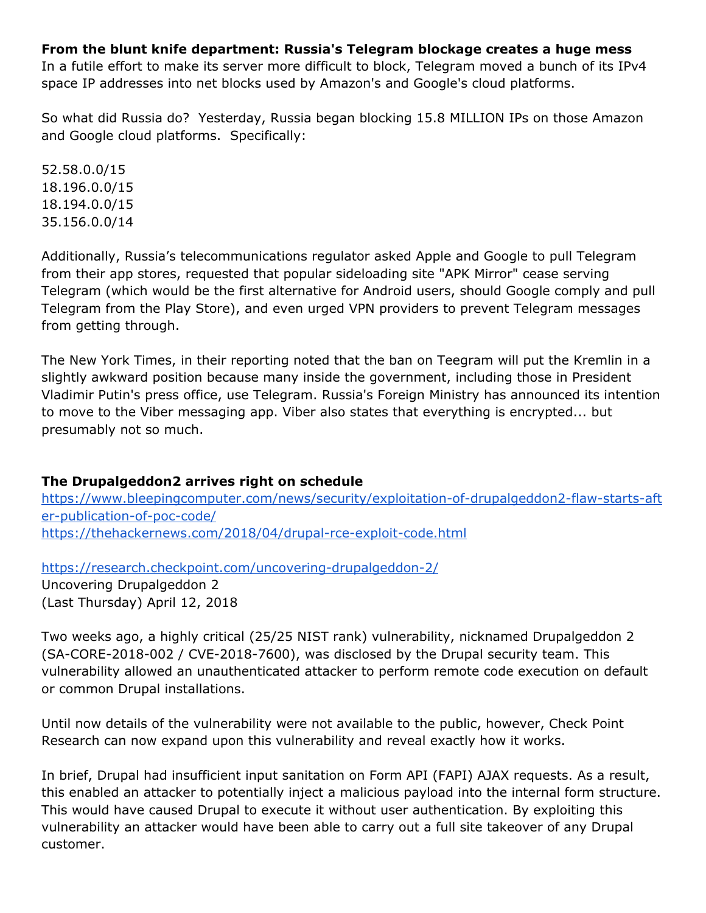**From the blunt knife department: Russia's Telegram blockage creates a huge mess**
In a futile effort to make its server more difficult to block, Telegram moved a bunch of its IPv4 space IP addresses into net blocks used by Amazon's and Google's cloud platforms.

So what did Russia do? Yesterday, Russia began blocking 15.8 MILLION IPs on those Amazon and Google cloud platforms. Specifically:

52.58.0.0/15
18.196.0.0/15
18.194.0.0/15
35.156.0.0/14

Additionally, Russia's telecommunications regulator asked Apple and Google to pull Telegram from their app stores, requested that popular sideloading site "APK Mirror" cease serving Telegram (which would be the first alternative for Android users, should Google comply and pull Telegram from the Play Store), and even urged VPN providers to prevent Telegram messages from getting through.

The New York Times, in their reporting noted that the ban on Teegram will put the Kremlin in a slightly awkward position because many inside the government, including those in President Vladimir Putin's press office, use Telegram. Russia's Foreign Ministry has announced its intention to move to the Viber messaging app. Viber also states that everything is encrypted... but presumably not so much.

**The Drupalgeddon2 arrives right on schedule**
https://www.bleepingcomputer.com/news/security/exploitation-of-drupalgeddon2-flaw-starts-after-publication-of-poc-code/
https://thehackernews.com/2018/04/drupal-rce-exploit-code.html

https://research.checkpoint.com/uncovering-drupalgeddon-2/
Uncovering Drupalgeddon 2
(Last Thursday) April 12, 2018

Two weeks ago, a highly critical (25/25 NIST rank) vulnerability, nicknamed Drupalgeddon 2 (SA-CORE-2018-002 / CVE-2018-7600), was disclosed by the Drupal security team. This vulnerability allowed an unauthenticated attacker to perform remote code execution on default or common Drupal installations.

Until now details of the vulnerability were not available to the public, however, Check Point Research can now expand upon this vulnerability and reveal exactly how it works.

In brief, Drupal had insufficient input sanitation on Form API (FAPI) AJAX requests. As a result, this enabled an attacker to potentially inject a malicious payload into the internal form structure. This would have caused Drupal to execute it without user authentication. By exploiting this vulnerability an attacker would have been able to carry out a full site takeover of any Drupal customer.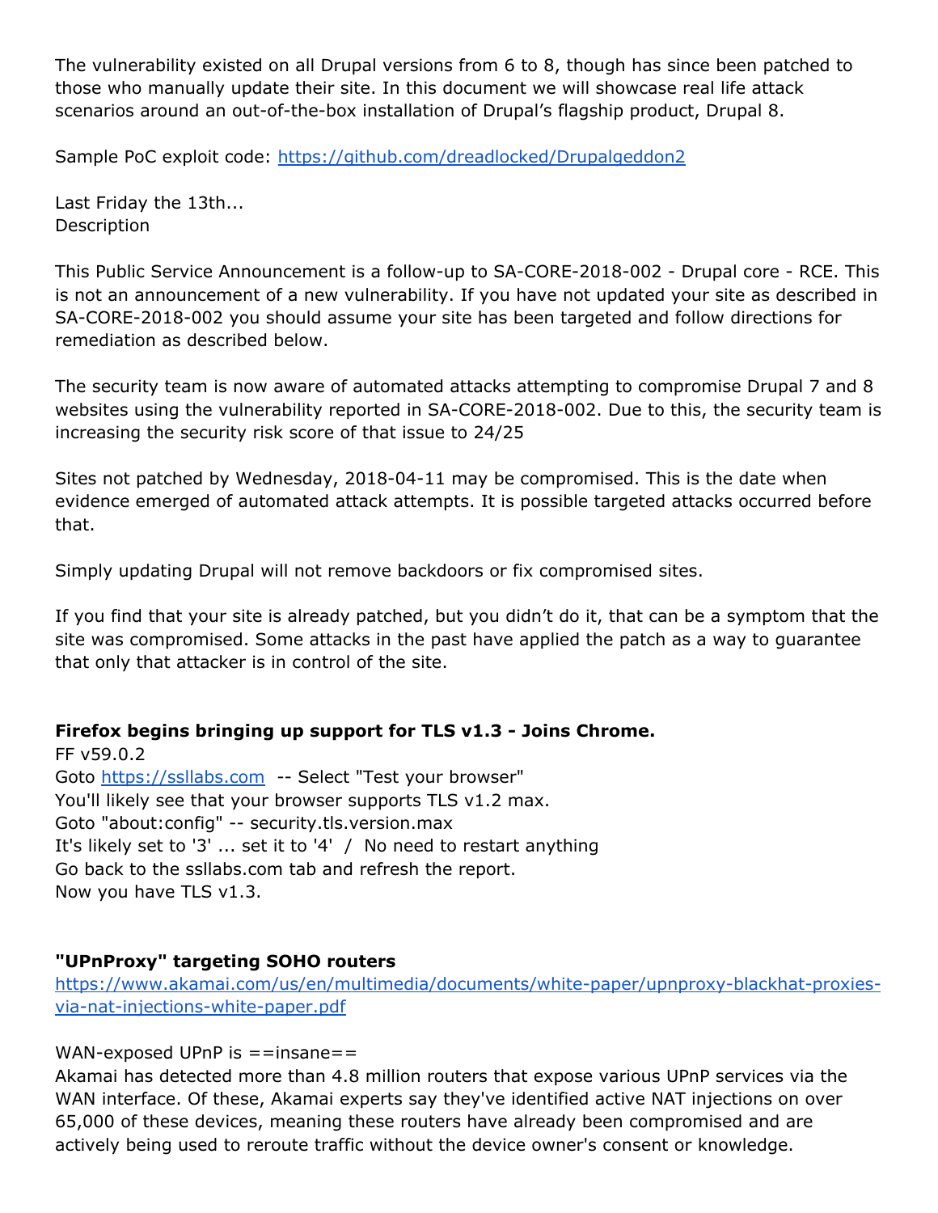The vulnerability existed on all Drupal versions from 6 to 8, though has since been patched to those who manually update their site. In this document we will showcase real life attack scenarios around an out-of-the-box installation of Drupal's flagship product, Drupal 8.

Sample PoC exploit code: https://github.com/dreadlocked/Drupalgeddon2

Last Friday the 13th...
Description

This Public Service Announcement is a follow-up to SA-CORE-2018-002 - Drupal core - RCE. This is not an announcement of a new vulnerability. If you have not updated your site as described in SA-CORE-2018-002 you should assume your site has been targeted and follow directions for remediation as described below.

The security team is now aware of automated attacks attempting to compromise Drupal 7 and 8 websites using the vulnerability reported in SA-CORE-2018-002. Due to this, the security team is increasing the security risk score of that issue to 24/25

Sites not patched by Wednesday, 2018-04-11 may be compromised. This is the date when evidence emerged of automated attack attempts. It is possible targeted attacks occurred before that.

Simply updating Drupal will not remove backdoors or fix compromised sites.

If you find that your site is already patched, but you didn't do it, that can be a symptom that the site was compromised. Some attacks in the past have applied the patch as a way to guarantee that only that attacker is in control of the site.

**Firefox begins bringing up support for TLS v1.3 - Joins Chrome.**
FF v59.0.2
Goto https://ssllabs.com -- Select "Test your browser"
You'll likely see that your browser supports TLS v1.2 max.
Goto "about:config" -- security.tls.version.max
It's likely set to '3' ... set it to '4' / No need to restart anything
Go back to the ssllabs.com tab and refresh the report.
Now you have TLS v1.3.

**"UPnProxy" targeting SOHO routers**
https://www.akamai.com/us/en/multimedia/documents/white-paper/upnproxy-blackhat-proxies-via-nat-injections-white-paper.pdf

WAN-exposed UPnP is ==insane==
Akamai has detected more than 4.8 million routers that expose various UPnP services via the WAN interface. Of these, Akamai experts say they've identified active NAT injections on over 65,000 of these devices, meaning these routers have already been compromised and are actively being used to reroute traffic without the device owner's consent or knowledge.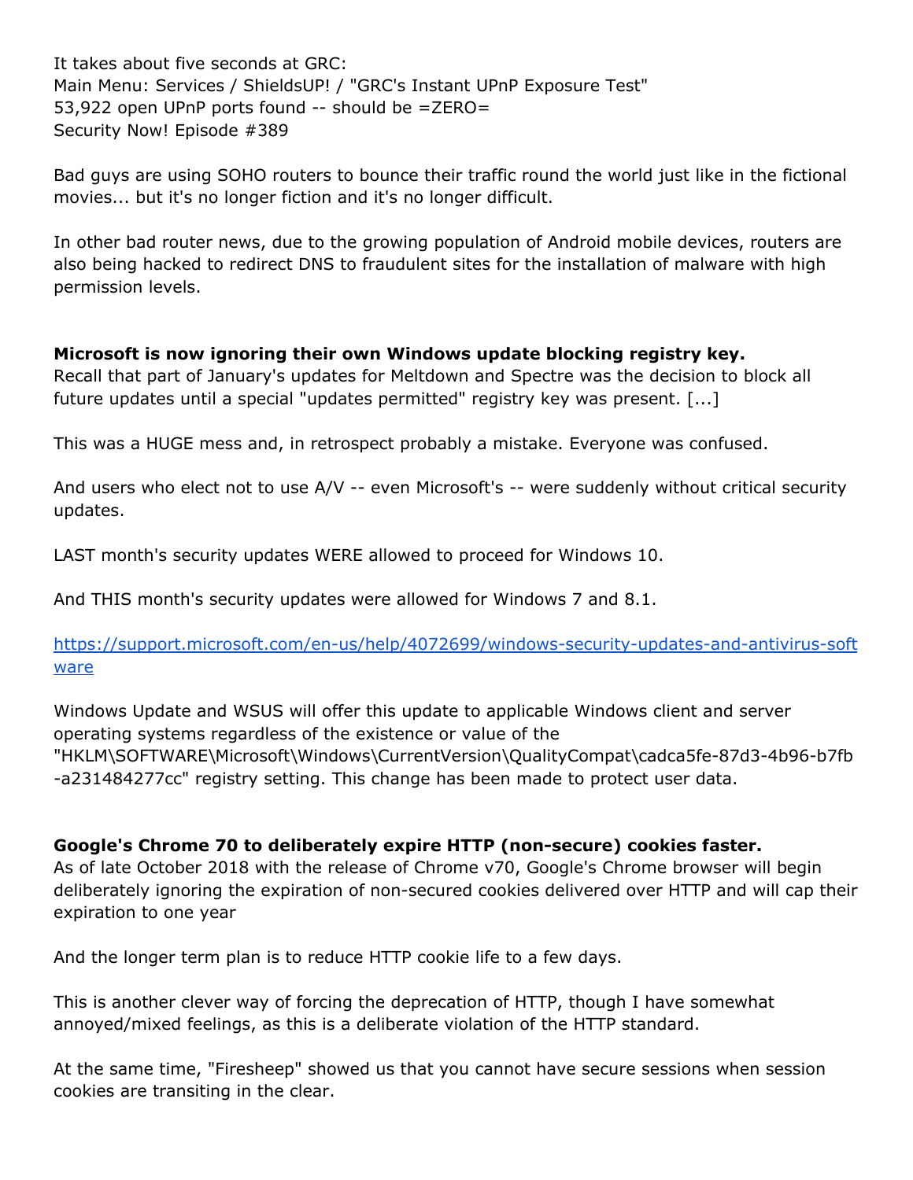It takes about five seconds at GRC:
Main Menu: Services / ShieldsUP! / "GRC's Instant UPnP Exposure Test"
53,922 open UPnP ports found -- should be =ZERO=
Security Now! Episode #389

Bad guys are using SOHO routers to bounce their traffic round the world just like in the fictional movies... but it's no longer fiction and it's no longer difficult.

In other bad router news, due to the growing population of Android mobile devices, routers are also being hacked to redirect DNS to fraudulent sites for the installation of malware with high permission levels.

**Microsoft is now ignoring their own Windows update blocking registry key.**
Recall that part of January's updates for Meltdown and Spectre was the decision to block all future updates until a special "updates permitted" registry key was present. [...]

This was a HUGE mess and, in retrospect probably a mistake. Everyone was confused.

And users who elect not to use A/V -- even Microsoft's -- were suddenly without critical security updates.

LAST month's security updates WERE allowed to proceed for Windows 10.

And THIS month's security updates were allowed for Windows 7 and 8.1.

https://support.microsoft.com/en-us/help/4072699/windows-security-updates-and-antivirus-software

Windows Update and WSUS will offer this update to applicable Windows client and server operating systems regardless of the existence or value of the "HKLM\SOFTWARE\Microsoft\Windows\CurrentVersion\QualityCompat\cadca5fe-87d3-4b96-b7fb-a231484277cc" registry setting. This change has been made to protect user data.

**Google's Chrome 70 to deliberately expire HTTP (non-secure) cookies faster.**
As of late October 2018 with the release of Chrome v70, Google's Chrome browser will begin deliberately ignoring the expiration of non-secured cookies delivered over HTTP and will cap their expiration to one year

And the longer term plan is to reduce HTTP cookie life to a few days.

This is another clever way of forcing the deprecation of HTTP, though I have somewhat annoyed/mixed feelings, as this is a deliberate violation of the HTTP standard.

At the same time, "Firesheep" showed us that you cannot have secure sessions when session cookies are transiting in the clear.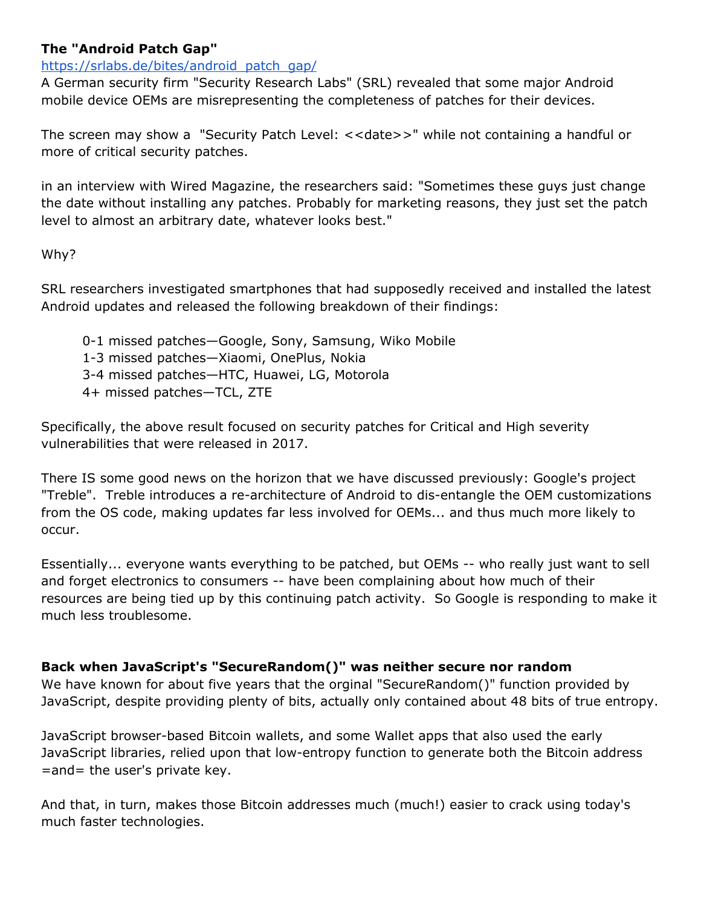**The "Android Patch Gap"**

https://srlabs.de/bites/android_patch_gap/

A German security firm "Security Research Labs" (SRL) revealed that some major Android mobile device OEMs are misrepresenting the completeness of patches for their devices.

The screen may show a "Security Patch Level: <<date>>" while not containing a handful or more of critical security patches.

in an interview with Wired Magazine, the researchers said: "Sometimes these guys just change the date without installing any patches. Probably for marketing reasons, they just set the patch level to almost an arbitrary date, whatever looks best."

Why?

SRL researchers investigated smartphones that had supposedly received and installed the latest Android updates and released the following breakdown of their findings:

> 0-1 missed patches—Google, Sony, Samsung, Wiko Mobile
> 1-3 missed patches—Xiaomi, OnePlus, Nokia
> 3-4 missed patches—HTC, Huawei, LG, Motorola
> 4+ missed patches—TCL, ZTE

Specifically, the above result focused on security patches for Critical and High severity vulnerabilities that were released in 2017.

There IS some good news on the horizon that we have discussed previously: Google's project "Treble". Treble introduces a re-architecture of Android to dis-entangle the OEM customizations from the OS code, making updates far less involved for OEMs... and thus much more likely to occur.

Essentially... everyone wants everything to be patched, but OEMs -- who really just want to sell and forget electronics to consumers -- have been complaining about how much of their resources are being tied up by this continuing patch activity. So Google is responding to make it much less troublesome.

**Back when JavaScript's "SecureRandom()" was neither secure nor random**

We have known for about five years that the orginal "SecureRandom()" function provided by JavaScript, despite providing plenty of bits, actually only contained about 48 bits of true entropy.

JavaScript browser-based Bitcoin wallets, and some Wallet apps that also used the early JavaScript libraries, relied upon that low-entropy function to generate both the Bitcoin address =and= the user's private key.

And that, in turn, makes those Bitcoin addresses much (much!) easier to crack using today's much faster technologies.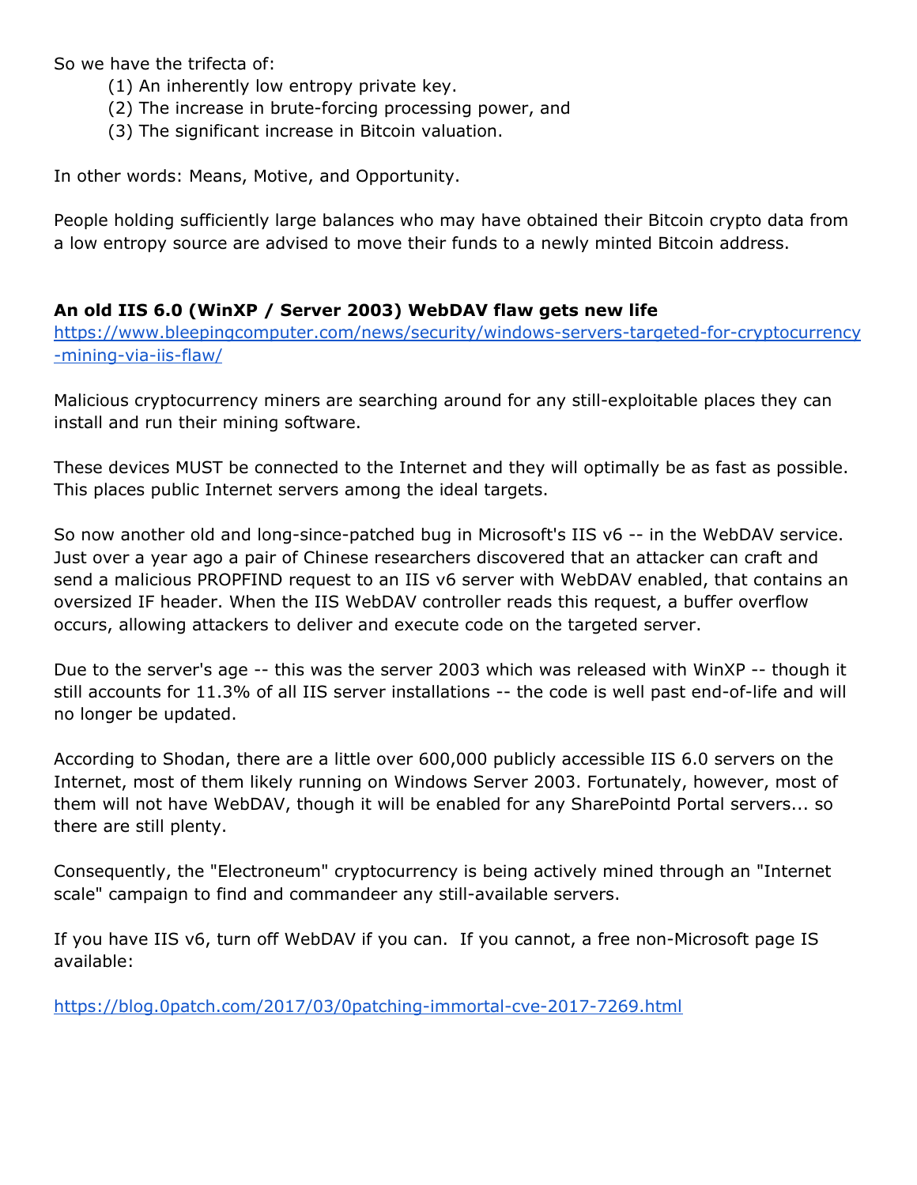So we have the trifecta of:

(1) An inherently low entropy private key.
(2) The increase in brute-forcing processing power, and
(3) The significant increase in Bitcoin valuation.

In other words: Means, Motive, and Opportunity.

People holding sufficiently large balances who may have obtained their Bitcoin crypto data from a low entropy source are advised to move their funds to a newly minted Bitcoin address.

### An old IIS 6.0 (WinXP / Server 2003) WebDAV flaw gets new life

https://www.bleepingcomputer.com/news/security/windows-servers-targeted-for-cryptocurrency-mining-via-iis-flaw/

Malicious cryptocurrency miners are searching around for any still-exploitable places they can install and run their mining software.

These devices MUST be connected to the Internet and they will optimally be as fast as possible. This places public Internet servers among the ideal targets.

So now another old and long-since-patched bug in Microsoft's IIS v6 -- in the WebDAV service. Just over a year ago a pair of Chinese researchers discovered that an attacker can craft and send a malicious PROPFIND request to an IIS v6 server with WebDAV enabled, that contains an oversized IF header. When the IIS WebDAV controller reads this request, a buffer overflow occurs, allowing attackers to deliver and execute code on the targeted server.

Due to the server's age -- this was the server 2003 which was released with WinXP -- though it still accounts for 11.3% of all IIS server installations -- the code is well past end-of-life and will no longer be updated.

According to Shodan, there are a little over 600,000 publicly accessible IIS 6.0 servers on the Internet, most of them likely running on Windows Server 2003. Fortunately, however, most of them will not have WebDAV, though it will be enabled for any SharePointd Portal servers... so there are still plenty.

Consequently, the "Electroneum" cryptocurrency is being actively mined through an "Internet scale" campaign to find and commandeer any still-available servers.

If you have IIS v6, turn off WebDAV if you can. If you cannot, a free non-Microsoft page IS available:

https://blog.0patch.com/2017/03/0patching-immortal-cve-2017-7269.html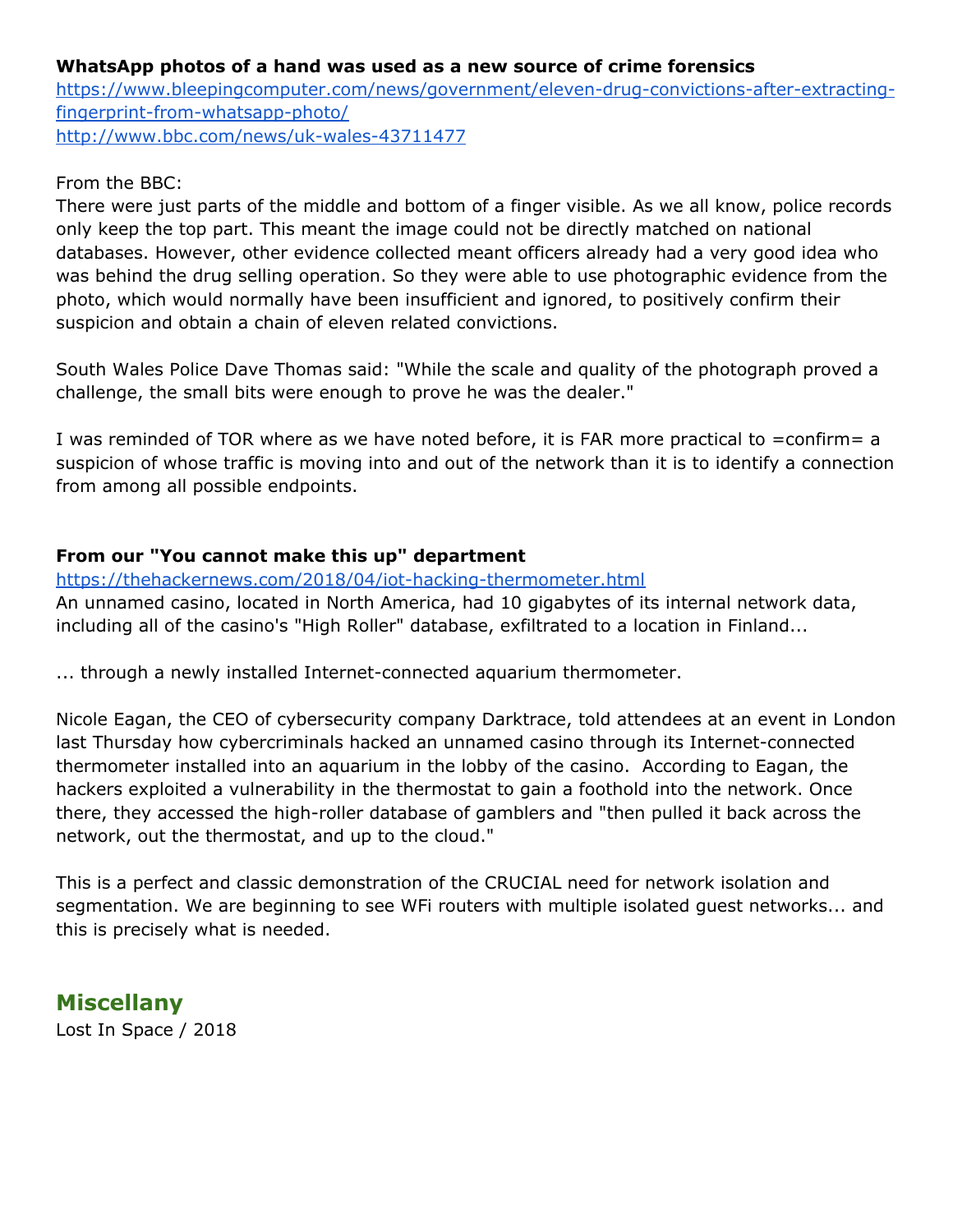**WhatsApp photos of a hand was used as a new source of crime forensics**
https://www.bleepingcomputer.com/news/government/eleven-drug-convictions-after-extracting-fingerprint-from-whatsapp-photo/
http://www.bbc.com/news/uk-wales-43711477

From the BBC:
There were just parts of the middle and bottom of a finger visible. As we all know, police records only keep the top part. This meant the image could not be directly matched on national databases. However, other evidence collected meant officers already had a very good idea who was behind the drug selling operation. So they were able to use photographic evidence from the photo, which would normally have been insufficient and ignored, to positively confirm their suspicion and obtain a chain of eleven related convictions.

South Wales Police Dave Thomas said: "While the scale and quality of the photograph proved a challenge, the small bits were enough to prove he was the dealer."

I was reminded of TOR where as we have noted before, it is FAR more practical to =confirm= a suspicion of whose traffic is moving into and out of the network than it is to identify a connection from among all possible endpoints.

**From our "You cannot make this up" department**
https://thehackernews.com/2018/04/iot-hacking-thermometer.html
An unnamed casino, located in North America, had 10 gigabytes of its internal network data, including all of the casino's "High Roller" database, exfiltrated to a location in Finland...

... through a newly installed Internet-connected aquarium thermometer.

Nicole Eagan, the CEO of cybersecurity company Darktrace, told attendees at an event in London last Thursday how cybercriminals hacked an unnamed casino through its Internet-connected thermometer installed into an aquarium in the lobby of the casino. According to Eagan, the hackers exploited a vulnerability in the thermostat to gain a foothold into the network. Once there, they accessed the high-roller database of gamblers and "then pulled it back across the network, out the thermostat, and up to the cloud."

This is a perfect and classic demonstration of the CRUCIAL need for network isolation and segmentation. We are beginning to see WFi routers with multiple isolated guest networks... and this is precisely what is needed.

## Miscellany

Lost In Space / 2018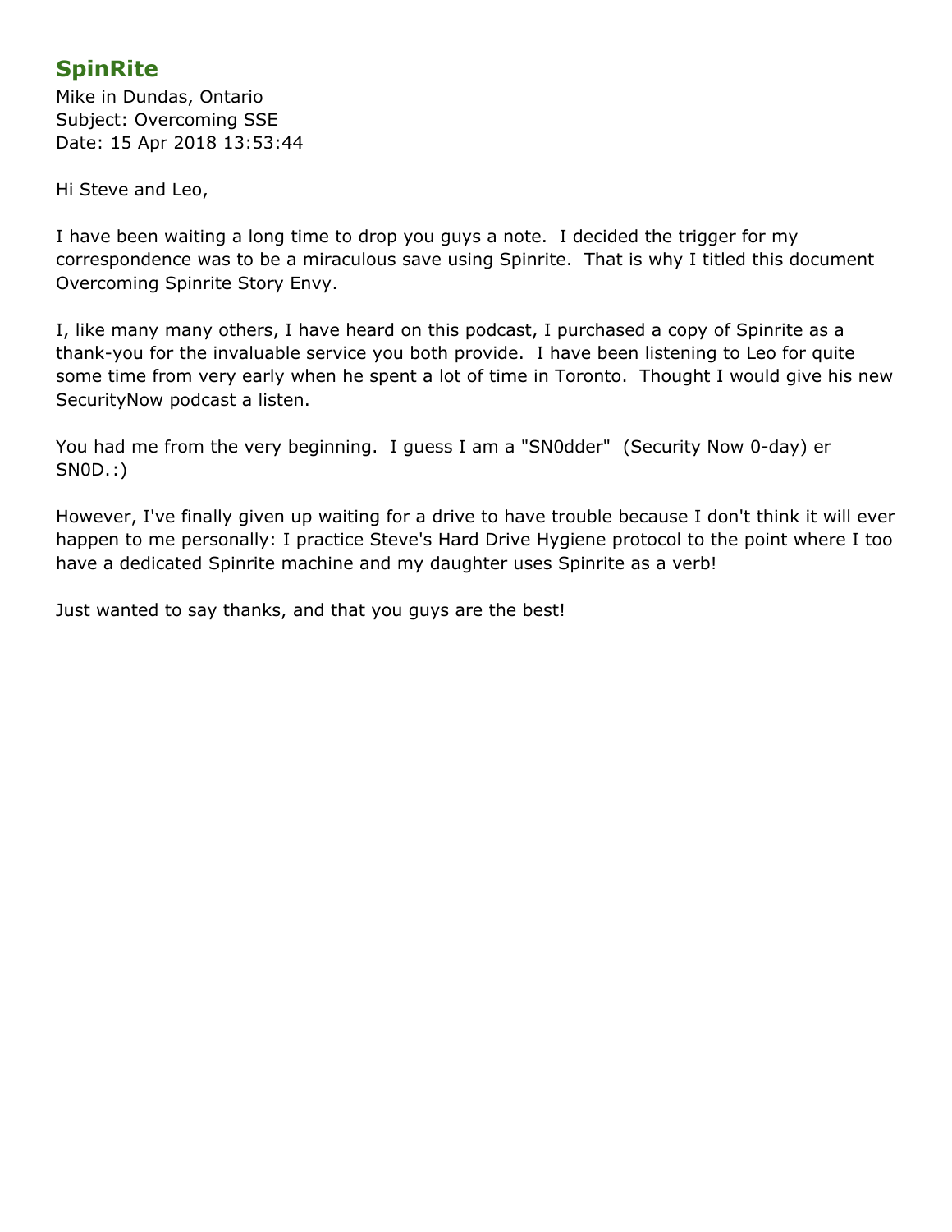## SpinRite

Mike in Dundas, Ontario
Subject: Overcoming SSE
Date: 15 Apr 2018 13:53:44

Hi Steve and Leo,

I have been waiting a long time to drop you guys a note. I decided the trigger for my correspondence was to be a miraculous save using Spinrite. That is why I titled this document Overcoming Spinrite Story Envy.

I, like many many others, I have heard on this podcast, I purchased a copy of Spinrite as a thank-you for the invaluable service you both provide. I have been listening to Leo for quite some time from very early when he spent a lot of time in Toronto. Thought I would give his new SecurityNow podcast a listen.

You had me from the very beginning. I guess I am a "SN0dder" (Security Now 0-day) er SN0D.:)

However, I've finally given up waiting for a drive to have trouble because I don't think it will ever happen to me personally: I practice Steve's Hard Drive Hygiene protocol to the point where I too have a dedicated Spinrite machine and my daughter uses Spinrite as a verb!

Just wanted to say thanks, and that you guys are the best!